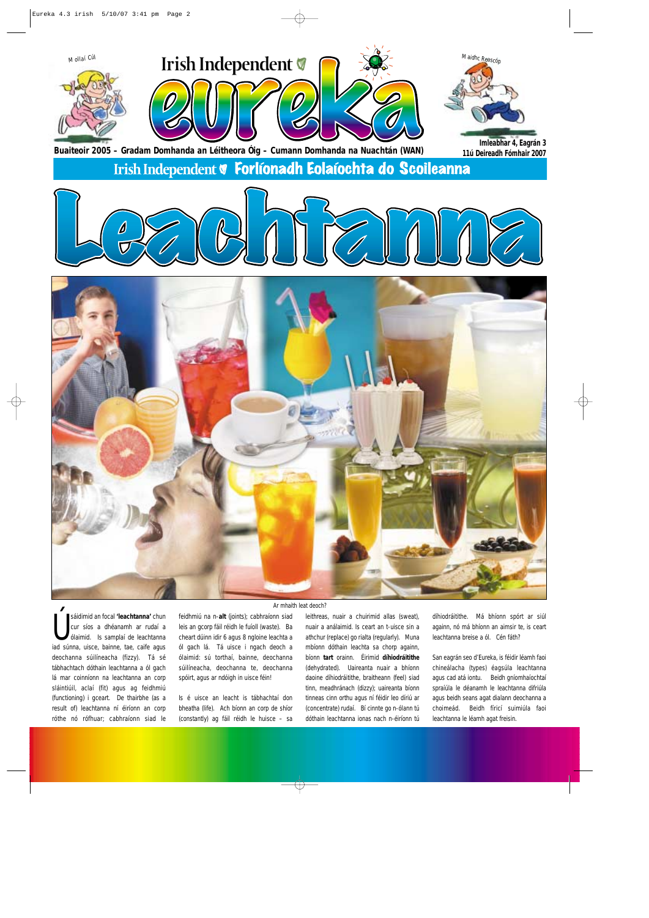Mollaí Cúl

# Irish Independent eureka

Maidhc Reascóp

**Buaiteoir 2005 – Gradam Domhanda an Léitheora Óig – Cumann Domhanda na Nuachtán (WAN)**

**Imleabhar 4, Eagrán 3**
**11ú Deireadh Fómhair 2007**

## Irish Independent Forlíonadh Eolaíochta do Scoileanna

# Leachtanna

Ar mhaith leat deoch?

Úsáidimid an focal **'leachtanna'** chun cur síos a dhéanamh ar rudaí a ólaimid. Is samplaí de leachtanna iad súnna, uisce, bainne, tae, caife agus deochanna súilíneacha (fizzy). Tá sé tábhachtach dóthain leachtanna a ól gach lá mar coinníonn na leachtanna an corp sláintiúil, aclaí (fit) agus ag feidhmiú (functioning) i gceart. De thairbhe (as a result of) leachtanna ní éiríonn an corp róthe nó rófhuar; cabhraíonn siad le feidhmiú na n-**alt** (joints); cabhraíonn siad leis an gcorp fáil réidh le fuíoll (waste). Ba cheart dúinn idir 6 agus 8 ngloine leachta a ól gach lá. Tá uisce i ngach deoch a ólaimid: sú torthaí, bainne, deochanna súilíneacha, deochanna te, deochanna spóirt, agus ar ndóigh in uisce féin!

Is é uisce an leacht is tábhachtaí don bheatha (life). Ach bíonn an corp de shíor (constantly) ag fáil réidh le huisce – sa leithreas, nuair a chuirimid allas (sweat), nuair a análaimid. Is ceart an t-uisce sin a athchur (replace) go rialta (regularly). Muna mbíonn dóthain leachta sa chorp againn, bíonn **tart** orainn. Éirimid **díhiodráitithe** (dehydrated). Uaireanta nuair a bhíonn daoine díhiodráitithe, braitheann (feel) siad tinn, meadhránach (dizzy); uaireanta bíonn tinneas cinn orthu agus ní féidir leo díriú ar (concentrate) rudaí. Bí cinnte go n-ólann tú dóthain leachtanna ionas nach n-éiríonn tú díhiodráitithe. Má bhíonn spórt ar siúl againn, nó má bhíonn an aimsir te, is ceart leachtanna breise a ól. Cén fáth?

San eagrán seo d'Eureka, is féidir léamh faoi chineálacha (types) éagsúla leachtanna agus cad atá iontu. Beidh gníomhaíochtaí spraíúla le déanamh le leachtanna difriúla agus beidh seans agat dialann deochanna a choimeád. Beidh fíricí suimiúla faoi leachtanna le léamh agat freisin.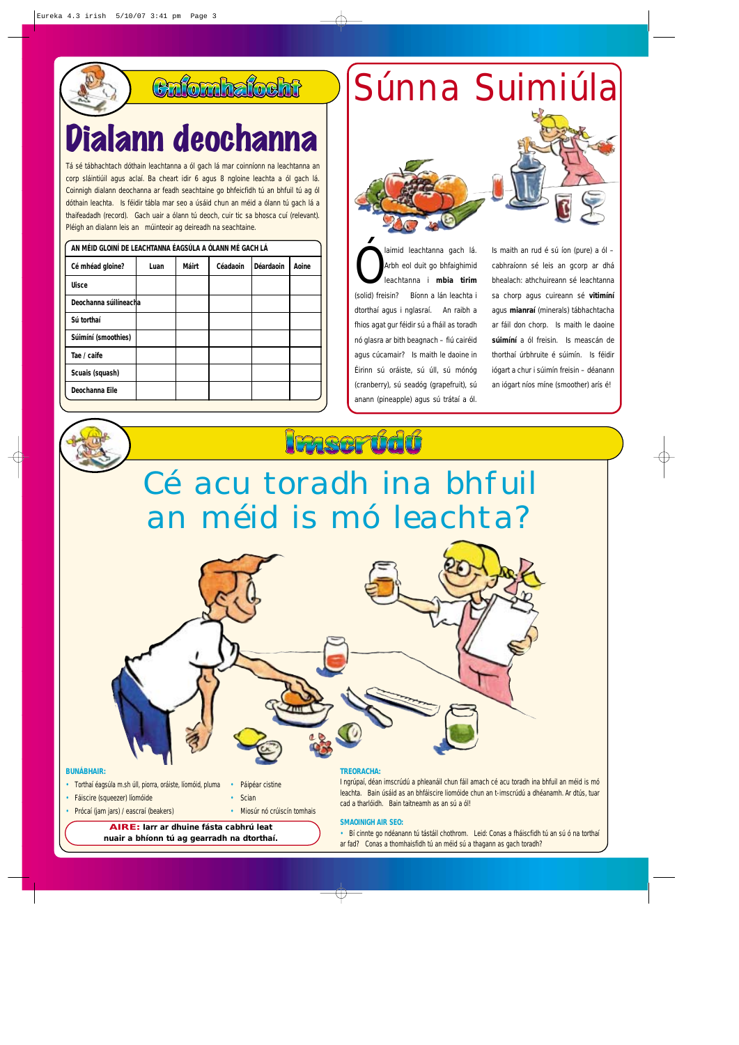## Gníomhaíocht

# Dialann deochanna

Tá sé tábhachtach dóthain leachtanna a ól gach lá mar coinníonn na leachtanna an corp sláintiúil agus aclaí. Ba cheart idir 6 agus 8 ngloine leachta a ól gach lá. Coinnigh dialann deochanna ar feadh seachtaine go bhfeicfidh tú an bhfuil tú ag ól dóthain leachta. Is féidir tábla mar seo a úsáid chun an méid a ólann tú gach lá a thaifeadadh (record). Gach uair a ólann tú deoch, cuir tic sa bhosca cuí (relevant). Pléigh an dialann leis an múinteoir ag deireadh na seachtaine.

**AN MÉID GLOINÍ DE LEACHTANNA ÉAGSÚLA A ÓLANN MÉ GACH LÁ**

| Cé mhéad gloine? | Luan | Máirt | Céadaoin | Déardaoin | Aoine |
|---|---|---|---|---|---|
| Uisce | | | | | |
| Deochanna súilíneacha | | | | | |
| Sú torthaí | | | | | |
| Súimíní (smoothies) | | | | | |
| Tae / caife | | | | | |
| Scuais (squash) | | | | | |
| Deochanna Eile | | | | | |

# Súnna Suimiúla

Ólaimid leachtanna gach lá. Arbh eol duit go bhfaighimid leachtanna i **mbia tirim** (solid) freisin? Bíonn a lán leachta i dtorthaí agus i nglasraí. An raibh a fhios agat gur féidir sú a fháil as toradh nó glasra ar bith beagnach – fiú cairéid agus cúcamair? Is maith le daoine in Éirinn sú oráiste, sú úll, sú mónóg (cranberry), sú seadóg (grapefruit), sú anann (pineapple) agus sú trátaí a ól.

Is maith an rud é sú íon (pure) a ól – cabhraíonn sé leis an gcorp ar dhá bhealach: athchuireann sé leachtanna sa chorp agus cuireann sé **vitimíní** agus **mianraí** (minerals) tábhachtacha ar fáil don chorp. Is maith le daoine **súimíní** a ól freisin. Is meascán de thorthaí úrbhruite é súimín. Is féidir iógart a chur i súimín freisin – déanann an iógart níos míne (smoother) arís é!

## Imscrúdú

# Cé acu toradh ina bhfuil an méid is mó leachta?

**BUNÁBHAIR:**

- Torthaí éagsúla m.sh úll, piorra, oráiste, líomóid, pluma
- Fáiscire (squeezer) líomóide
- Prócaí (jam jars) / eascraí (beakers)
- Páipéar cistine
- Scian
- Miosúr nó crúiscín tomhais

**AIRE: Iarr ar dhuine fásta cabhrú leat nuair a bhíonn tú ag gearradh na dtorthaí.**

**TREORACHA:**

I ngrúpaí, déan imscrúdú a phleanáil chun fáil amach cé acu toradh ina bhfuil an méid is mó leachta. Bain úsáid as an bhfáiscire líomóide chun an t-imscrúdú a dhéanamh. Ar dtús, tuar cad a tharlóidh. Bain taitneamh as an sú a ól!

**SMAOINIGH AIR SEO:**

- Bí cinnte go ndéanann tú tástáil chothrom. Leid: Conas a fháiscfidh tú an sú ó na torthaí ar fad? Conas a thomhaisfidh tú an méid sú a thagann as gach toradh?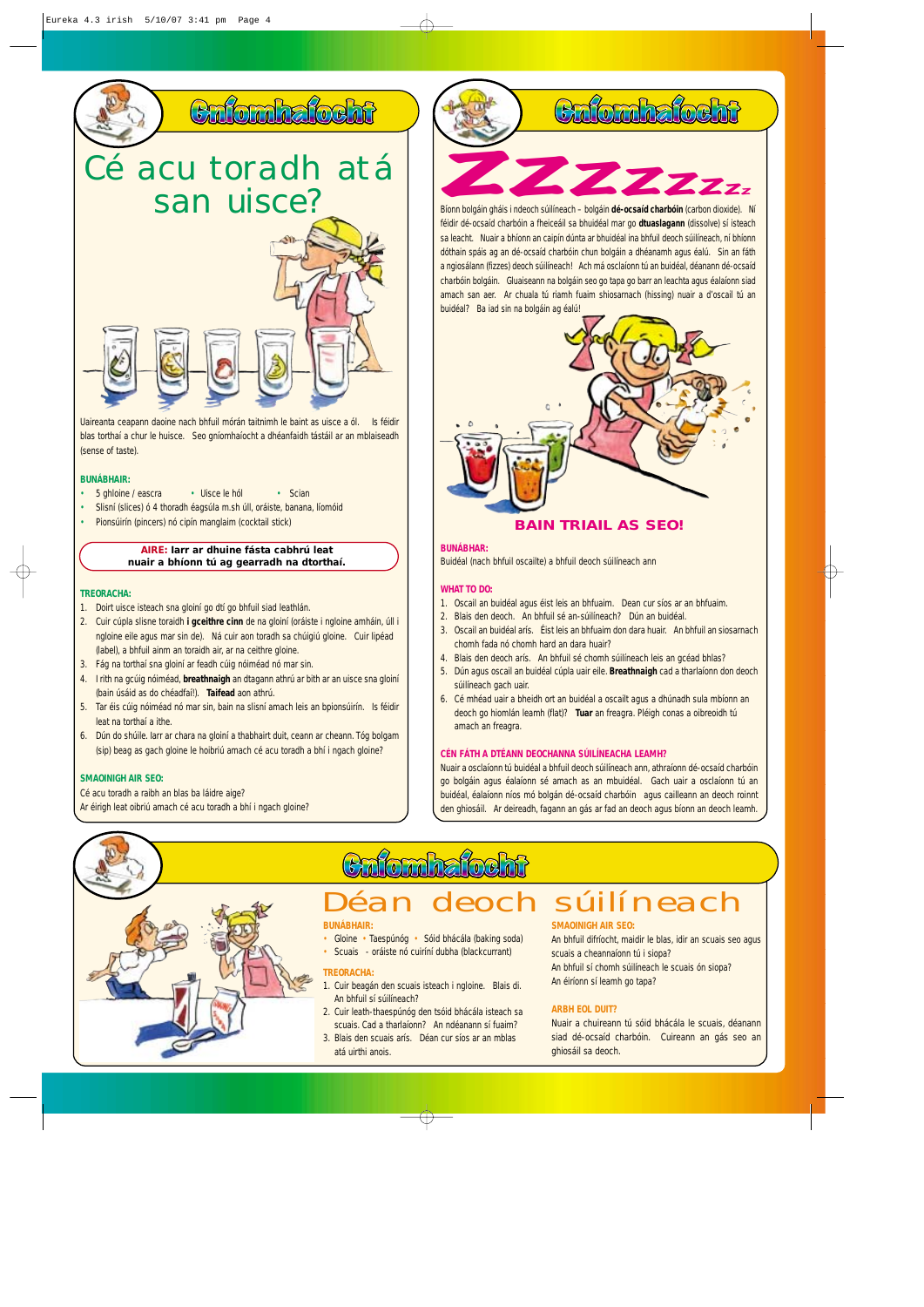## Gníomhaíocht

# Cé acu toradh atá san uisce?

Uaireanta ceapann daoine nach bhfuil mórán taitnimh le baint as uisce a ól. Is féidir blas torthaí a chur le huisce. Seo gníomhaíocht a dhéanfaidh tástáil ar an mblaiseadh (sense of taste).

### BUNÁBHAIR:

- 5 ghloine / eascra
- Uisce le hól
- Scian
- Slisní (slices) ó 4 thoradh éagsúla m.sh úll, oráiste, banana, líomóid
- Pionsúirín (pincers) nó cipín manglaim (cocktail stick)

**AIRE: Iarr ar dhuine fásta cabhrú leat nuair a bhíonn tú ag gearradh na dtorthaí.**

### TREORACHA:

1. Doirt uisce isteach sna gloiní go dtí go bhfuil siad leathlán.
2. Cuir cúpla slisne toraidh **i gceithre cinn** de na gloiní (oráiste i ngloine amháin, úll i ngloine eile agus mar sin de). Ná cuir aon toradh sa chúigiú gloine. Cuir lipéad (label), a bhfuil ainm an toraidh air, ar na ceithre gloine.
3. Fág na torthaí sna gloiní ar feadh cúig nóiméad nó mar sin.
4. I rith na gcúig nóiméad, **breathnaigh** an dtagann athrú ar bith ar an uisce sna gloiní (bain úsáid as do chéadfaí!). **Taifead** aon athrú.
5. Tar éis cúig nóiméad nó mar sin, bain na slisní amach leis an bpionsúirín. Is féidir leat na torthaí a ithe.
6. Dún do shúile. Iarr ar chara na gloiní a thabhairt duit, ceann ar cheann. Tóg bolgam (sip) beag as gach gloine le hoibriú amach cé acu toradh a bhí i ngach gloine?

### SMAOINIGH AIR SEO:

Cé acu toradh a raibh an blas ba láidre aige?

Ar éirigh leat oibriú amach cé acu toradh a bhí i ngach gloine?

## Gníomhaíocht

# ZZZZZzzz

Bíonn bolgáin gháis i ndeoch súilíneach – bolgáin **dé-ocsaíd charbóin** (carbon dioxide). Ní féidir dé-ocsaíd charbóin a fheiceáil sa bhuidéal mar go **dtuaslagann** (dissolve) sí isteach sa leacht. Nuair a bhíonn an caipín dúnta ar bhuidéal ina bhfuil deoch súilíneach, ní bhíonn dóthain spáis ag an dé-ocsaíd charbóin chun bolgáin a dhéanamh agus éalú. Sin an fáth a ngiosálann (fizzes) deoch súilíneach! Ach má osclaíonn tú an buidéal, déanann dé-ocsaíd charbóin bolgáin. Gluaiseann na bolgáin seo go tapa go barr an leachta agus éalaíonn siad amach san aer. Ar chuala tú riamh fuaim shiosarnach (hissing) nuair a d'oscail tú an buidéal? Ba iad sin na bolgáin ag éalú!

### BAIN TRIAIL AS SEO!

### BUNÁBHAR:

Buidéal (nach bhfuil oscailte) a bhfuil deoch súilíneach ann

### WHAT TO DO:

1. Oscail an buidéal agus éist leis an bhfuaim. Dean cur síos ar an bhfuaim.
2. Blais den deoch. An bhfuil sé an-súilíneach? Dún an buidéal.
3. Oscail an buidéal arís. Éist leis an bhfuaim don dara huair. An bhfuil an siosarnach chomh fada nó chomh hard an dara huair?
4. Blais den deoch arís. An bhfuil sé chomh súilíneach leis an gcéad bhlas?
5. Dún agus oscail an buidéal cúpla uair eile. **Breathnaigh** cad a tharlaíonn don deoch súilíneach gach uair.
6. Cé mhéad uair a bheidh ort an buidéal a oscailt agus a dhúnadh sula mbíonn an deoch go hiomlán leamh (flat)? **Tuar** an freagra. Pléigh conas a oibreoidh tú amach an freagra.

### CÉN FÁTH A DTÉANN DEOCHANNA SÚILÍNEACHA LEAMH?

Nuair a osclaíonn tú buidéal a bhfuil deoch súilíneach ann, athraíonn dé-ocsaíd charbóin go bolgáin agus éalaíonn sé amach as an mbuidéal. Gach uair a osclaíonn tú an buidéal, éalaíonn níos mó bolgán dé-ocsaíd charbóin agus cailleann an deoch roinnt den ghiosáil. Ar deireadh, fágann an gás ar fad an deoch agus bíonn an deoch leamh.

## Gníomhaíocht

# Déan deoch súilíneach

### BUNÁBHAIR:

- Gloine
- Taespúnóg
- Sóid bhácála (baking soda)
- Scuais - oráiste nó cuiríní dubha (blackcurrant)

### TREORACHA:

1. Cuir beagán den scuais isteach i ngloine. Blais di. An bhfuil sí súilíneach?
2. Cuir leath-thaespúnóg den tsóid bhácála isteach sa scuais. Cad a tharlaíonn? An ndéanann sí fuaim?
3. Blais den scuais arís. Déan cur síos ar an mblas atá uirthi anois.

### SMAOINIGH AIR SEO:

An bhfuil difríocht, maidir le blas, idir an scuais seo agus scuais a cheannaíonn tú i siopa?

An bhfuil sí chomh súilíneach le scuais ón siopa?

An éiríonn sí leamh go tapa?

### ARBH EOL DUIT?

Nuair a chuireann tú sóid bhácála le scuais, déanann siad dé-ocsaíd charbóin. Cuireann an gás seo an ghiosáil sa deoch.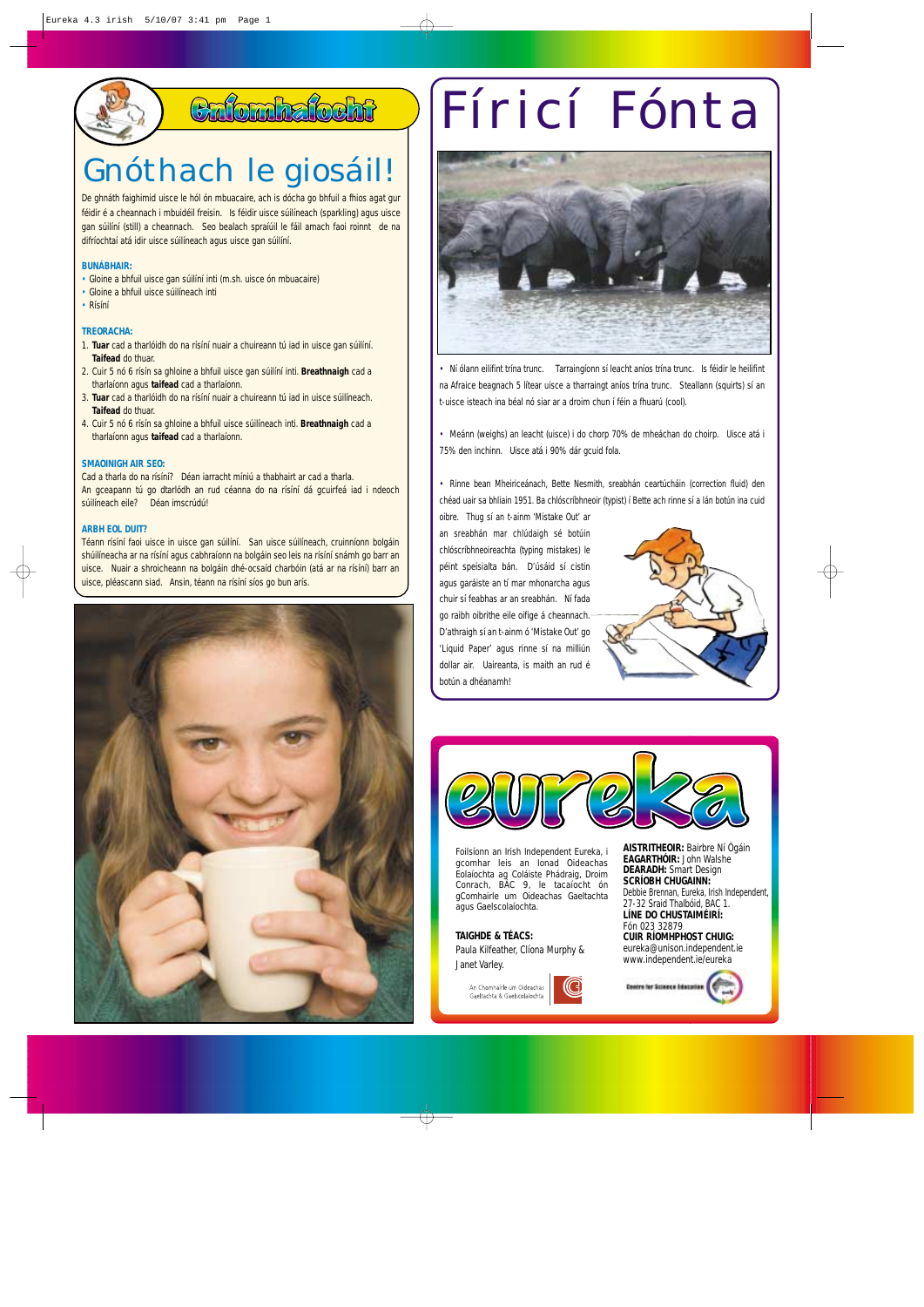## Gníomhaíocht

# Gnóthach le giosáil!

De ghnáth faighimid uisce le hól ón mbuacaire, ach is dócha go bhfuil a fhios agat gur féidir é a cheannach i mbuidéil freisin. Is féidir uisce súilíneach (sparkling) agus uisce gan súilíní (still) a cheannach. Seo bealach spraíúil le fáil amach faoi roinnt de na difríochtaí atá idir uisce súilíneach agus uisce gan súilíní.

### BUNÁBHAIR:

- Gloine a bhfuil uisce gan súilíní inti (m.sh. uisce ón mbuacaire)
- Gloine a bhfuil uisce súilíneach inti
- Rísíní

### TREORACHA:

1. **Tuar** cad a tharlóidh do na rísíní nuair a chuireann tú iad in uisce gan súilíní. **Taifead** do thuar.
2. Cuir 5 nó 6 rísín sa ghloine a bhfuil uisce gan súilíní inti. **Breathnaigh** cad a tharlaíonn agus **taifead** cad a tharlaíonn.
3. **Tuar** cad a tharlóidh do na rísíní nuair a chuireann tú iad in uisce súilíneach. **Taifead** do thuar.
4. Cuir 5 nó 6 rísín sa ghloine a bhfuil uisce súilíneach inti. **Breathnaigh** cad a tharlaíonn agus **taifead** cad a tharlaíonn.

### SMAOINIGH AIR SEO:

Cad a tharla do na rísíní? Déan iarracht míniú a thabhairt ar cad a tharla.
An gceapann tú go dtarlódh an rud céanna do na rísíní dá gcuirfeá iad i ndeoch súilíneach eile? Déan imscrúdú!

### ARBH EOL DUIT?

Téann rísíní faoi uisce in uisce gan súilíní. San uisce súilíneach, cruinníonn bolgáin shúilíneacha ar na rísíní agus cabhraíonn na bolgáin seo leis na rísíní snámh go barr an uisce. Nuair a shroicheann na bolgáin dhé-ocsaíd charbóin (atá ar na rísíní) barr an uisce, pléascann siad. Ansin, téann na rísíní síos go bun arís.

# Fíricí Fónta

- Ní ólann eilifint trína trunc. Tarraingíonn sí leacht aníos trína trunc. Is féidir le heilifint na hAfraice beagnach 5 lítear uisce a tharraingt aníos trína trunc. Steallann (squirts) sí an t-uisce isteach ina béal nó siar ar a droim chun í féin a fhuarú (cool).

- Meánn (weighs) an leacht (uisce) i do chorp 70% de mheáchan do choirp. Uisce atá i 75% den inchinn. Uisce atá i 90% dár gcuid fola.

- Rinne bean Mheiriceánach, Bette Nesmith, sreabhán ceartúcháin (correction fluid) den chéad uair sa bhliain 1951. Ba chlóscríbhneoir (typist) í Bette ach rinne sí a lán botún ina cuid oibre. Thug sí an t-ainm 'Mistake Out' ar an sreabhán mar chlúdaigh sé botúin chlóscríbhneoireachta (typing mistakes) le péint speisialta bán. D'úsáid sí cistin agus garáiste an tí mar mhonarcha agus chuir sí feabhas ar an sreabhán. Ní fada go raibh oibrithe eile oifige á cheannach. D'athraigh sí an t-ainm ó 'Mistake Out' go 'Liquid Paper' agus rinne sí na milliún dollar air. Uaireanta, is maith an rud é botún a dhéanamh!

## eureka

Foilsíonn an Irish Independent Eureka, i gcomhar leis an Ionad Oideachas Eolaíochta ag Coláiste Phádraig, Droim Conrach, BÁC 9, le tacaíocht ón gComhairle um Oideachas Gaeltachta agus Gaelscolaíochta.

**TAIGHDE & TÉACS:**
Paula Kilfeather, Clíona Murphy & Janet Varley.

**AISTRITHEOIR:** Bairbre Ní Ógáin
**EAGARTHÓIR:** John Walshe
**DEARADH:** Smart Design
**SCRÍOBH CHUGAINN:**
Debbie Brennan, Eureka, Irish Independent, 27-32 Sraid Thalbóid, BÁC 1.
**LÍNE DO CHUSTAIMÉIRÍ:**
Fón 023 32879
**CUIR RÍOMHPHOST CHUIG:**
eureka@unison.independent.ie
www.independent.ie/eureka

An Chomhairle um Oideachas Gaeltachta & Gaelscolaíochta

Centre for Science Education